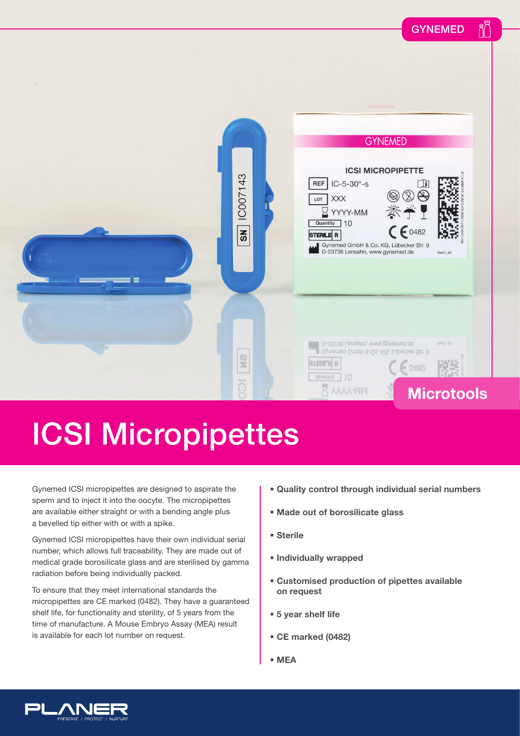GYNEMED

Microtools

# ICSI Micropipettes

Gynemed ICSI micropipettes are designed to aspirate the sperm and to inject it into the oocyte. The micropipettes are available either straight or with a bending angle plus a bevelled tip either with or with a spike.

Gynemed ICSI micropipettes have their own individual serial number, which allows full traceability. They are made out of medical grade borosilicate glass and are sterilised by gamma radiation before being individually packed.

To ensure that they meet international standards the micropipettes are CE marked (0482). They have a guaranteed shelf life, for functionality and sterility, of 5 years from the time of manufacture. A Mouse Embryo Assay (MEA) result is available for each lot number on request.

- **Quality control through individual serial numbers**
- **Made out of borosilicate glass**
- **Sterile**
- **Individually wrapped**
- **Customised production of pipettes available on request**
- **5 year shelf life**
- **CE marked (0482)**
- **MEA**

PLANER
PRESERVE / PROTECT / NURTURE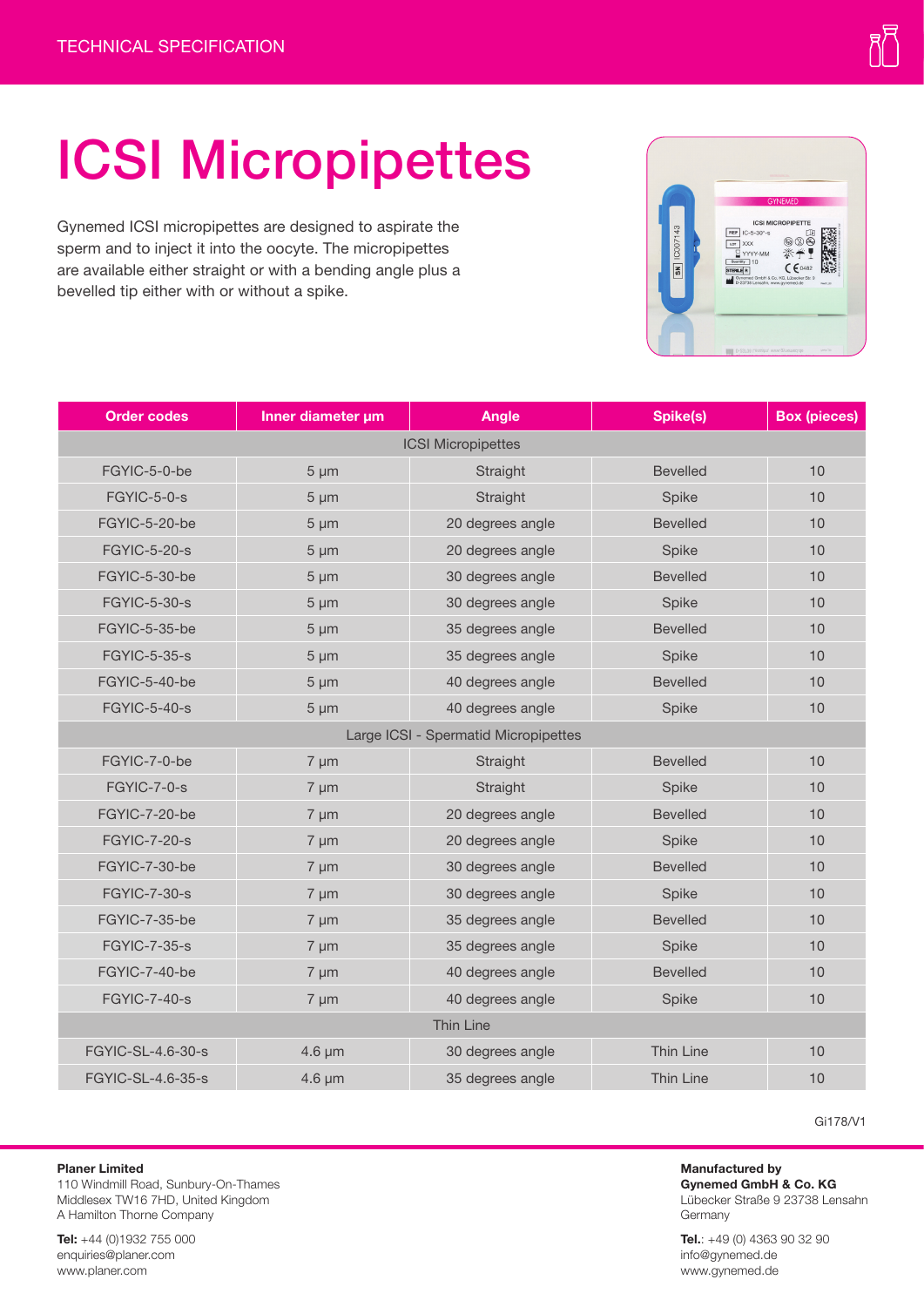TECHNICAL SPECIFICATION

# ICSI Micropipettes

Gynemed ICSI micropipettes are designed to aspirate the sperm and to inject it into the oocyte. The micropipettes are available either straight or with a bending angle plus a bevelled tip either with or without a spike.

| Order codes | Inner diameter µm | Angle | Spike(s) | Box (pieces) |
|---|---|---|---|---|
| ICSI Micropipettes | | | | |
| FGYIC-5-0-be | 5 µm | Straight | Bevelled | 10 |
| FGYIC-5-0-s | 5 µm | Straight | Spike | 10 |
| FGYIC-5-20-be | 5 µm | 20 degrees angle | Bevelled | 10 |
| FGYIC-5-20-s | 5 µm | 20 degrees angle | Spike | 10 |
| FGYIC-5-30-be | 5 µm | 30 degrees angle | Bevelled | 10 |
| FGYIC-5-30-s | 5 µm | 30 degrees angle | Spike | 10 |
| FGYIC-5-35-be | 5 µm | 35 degrees angle | Bevelled | 10 |
| FGYIC-5-35-s | 5 µm | 35 degrees angle | Spike | 10 |
| FGYIC-5-40-be | 5 µm | 40 degrees angle | Bevelled | 10 |
| FGYIC-5-40-s | 5 µm | 40 degrees angle | Spike | 10 |
| Large ICSI - Spermatid Micropipettes | | | | |
| FGYIC-7-0-be | 7 µm | Straight | Bevelled | 10 |
| FGYIC-7-0-s | 7 µm | Straight | Spike | 10 |
| FGYIC-7-20-be | 7 µm | 20 degrees angle | Bevelled | 10 |
| FGYIC-7-20-s | 7 µm | 20 degrees angle | Spike | 10 |
| FGYIC-7-30-be | 7 µm | 30 degrees angle | Bevelled | 10 |
| FGYIC-7-30-s | 7 µm | 30 degrees angle | Spike | 10 |
| FGYIC-7-35-be | 7 µm | 35 degrees angle | Bevelled | 10 |
| FGYIC-7-35-s | 7 µm | 35 degrees angle | Spike | 10 |
| FGYIC-7-40-be | 7 µm | 40 degrees angle | Bevelled | 10 |
| FGYIC-7-40-s | 7 µm | 40 degrees angle | Spike | 10 |
| Thin Line | | | | |
| FGYIC-SL-4.6-30-s | 4.6 µm | 30 degrees angle | Thin Line | 10 |
| FGYIC-SL-4.6-35-s | 4.6 µm | 35 degrees angle | Thin Line | 10 |

Gi178/V1

**Planer Limited**
110 Windmill Road, Sunbury-On-Thames
Middlesex TW16 7HD, United Kingdom
A Hamilton Thorne Company

**Tel:** +44 (0)1932 755 000
enquiries@planer.com
www.planer.com

**Manufactured by**
**Gynemed GmbH & Co. KG**
Lübecker Straße 9 23738 Lensahn
Germany

**Tel.**: +49 (0) 4363 90 32 90
info@gynemed.de
www.gynemed.de